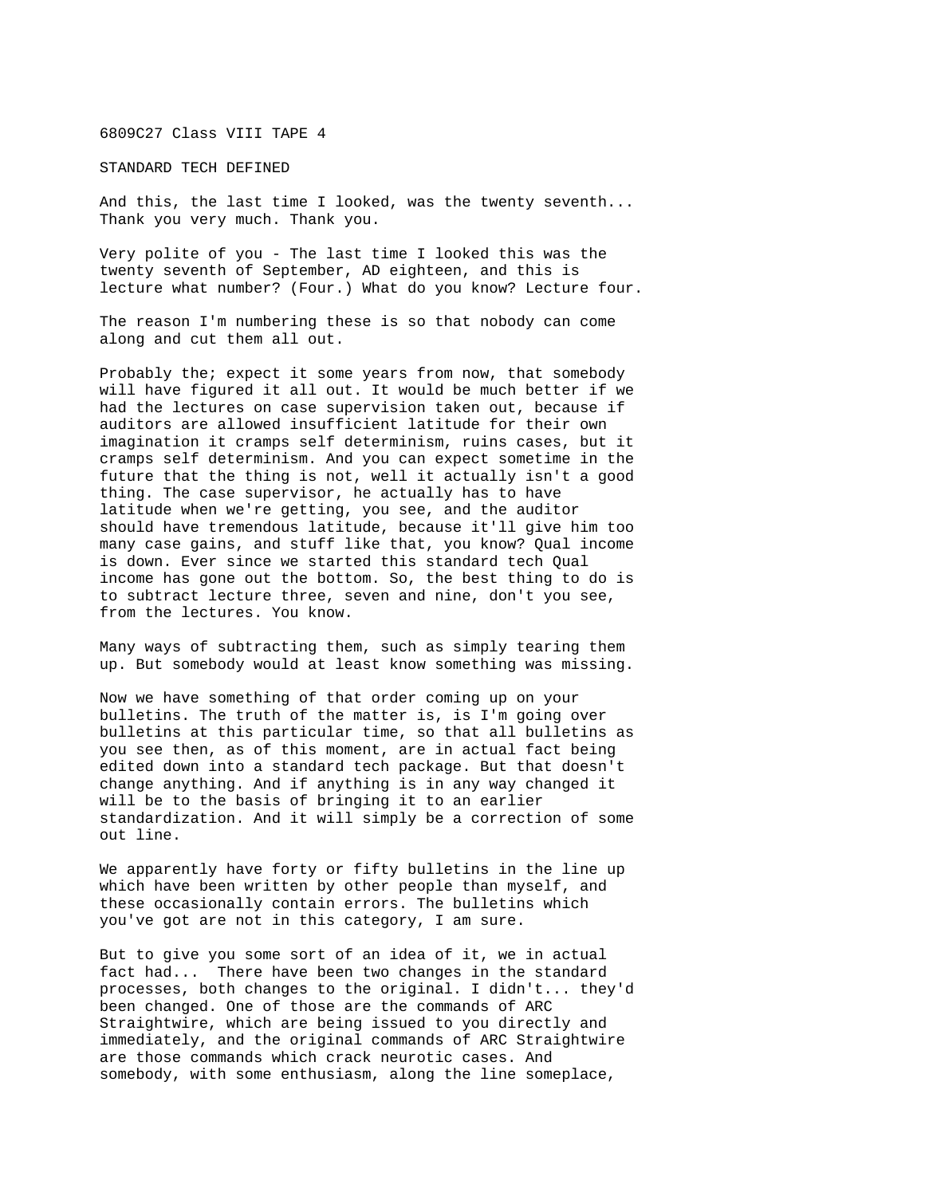6809C27 Class VIII TAPE 4

STANDARD TECH DEFINED

And this, the last time I looked, was the twenty seventh... Thank you very much. Thank you.

Very polite of you - The last time I looked this was the twenty seventh of September, AD eighteen, and this is lecture what number? (Four.) What do you know? Lecture four.

The reason I'm numbering these is so that nobody can come along and cut them all out.

Probably the; expect it some years from now, that somebody will have figured it all out. It would be much better if we had the lectures on case supervision taken out, because if auditors are allowed insufficient latitude for their own imagination it cramps self determinism, ruins cases, but it cramps self determinism. And you can expect sometime in the future that the thing is not, well it actually isn't a good thing. The case supervisor, he actually has to have latitude when we're getting, you see, and the auditor should have tremendous latitude, because it'll give him too many case gains, and stuff like that, you know? Qual income is down. Ever since we started this standard tech Qual income has gone out the bottom. So, the best thing to do is to subtract lecture three, seven and nine, don't you see, from the lectures. You know.

Many ways of subtracting them, such as simply tearing them up. But somebody would at least know something was missing.

Now we have something of that order coming up on your bulletins. The truth of the matter is, is I'm going over bulletins at this particular time, so that all bulletins as you see then, as of this moment, are in actual fact being edited down into a standard tech package. But that doesn't change anything. And if anything is in any way changed it will be to the basis of bringing it to an earlier standardization. And it will simply be a correction of some out line.

We apparently have forty or fifty bulletins in the line up which have been written by other people than myself, and these occasionally contain errors. The bulletins which you've got are not in this category, I am sure.

But to give you some sort of an idea of it, we in actual fact had... There have been two changes in the standard processes, both changes to the original. I didn't... they'd been changed. One of those are the commands of ARC Straightwire, which are being issued to you directly and immediately, and the original commands of ARC Straightwire are those commands which crack neurotic cases. And somebody, with some enthusiasm, along the line someplace,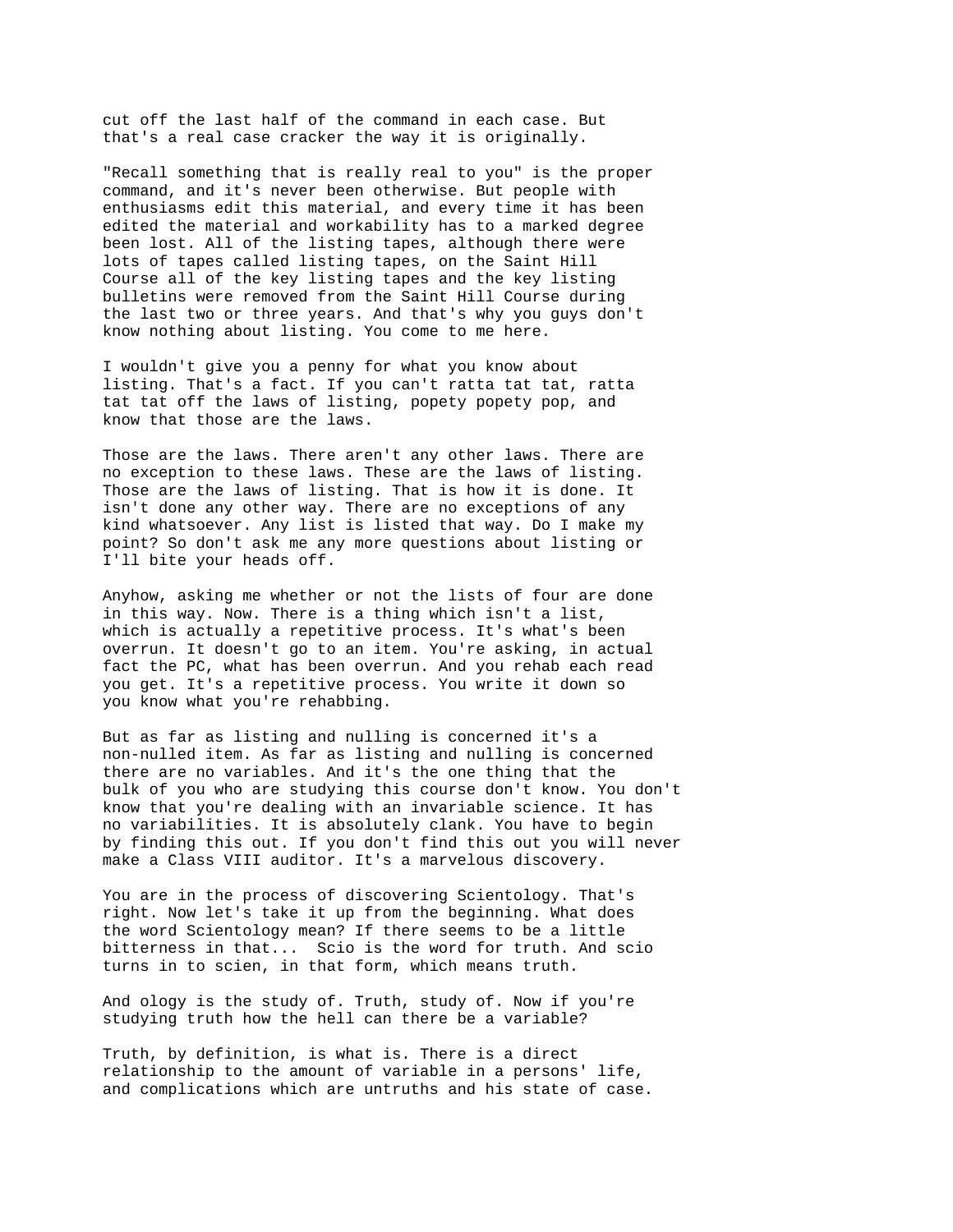cut off the last half of the command in each case. But that's a real case cracker the way it is originally.

"Recall something that is really real to you" is the proper command, and it's never been otherwise. But people with enthusiasms edit this material, and every time it has been edited the material and workability has to a marked degree been lost. All of the listing tapes, although there were lots of tapes called listing tapes, on the Saint Hill Course all of the key listing tapes and the key listing bulletins were removed from the Saint Hill Course during the last two or three years. And that's why you guys don't know nothing about listing. You come to me here.

I wouldn't give you a penny for what you know about listing. That's a fact. If you can't ratta tat tat, ratta tat tat off the laws of listing, popety popety pop, and know that those are the laws.

Those are the laws. There aren't any other laws. There are no exception to these laws. These are the laws of listing. Those are the laws of listing. That is how it is done. It isn't done any other way. There are no exceptions of any kind whatsoever. Any list is listed that way. Do I make my point? So don't ask me any more questions about listing or I'll bite your heads off.

Anyhow, asking me whether or not the lists of four are done in this way. Now. There is a thing which isn't a list, which is actually a repetitive process. It's what's been overrun. It doesn't go to an item. You're asking, in actual fact the PC, what has been overrun. And you rehab each read you get. It's a repetitive process. You write it down so you know what you're rehabbing.

But as far as listing and nulling is concerned it's a non-nulled item. As far as listing and nulling is concerned there are no variables. And it's the one thing that the bulk of you who are studying this course don't know. You don't know that you're dealing with an invariable science. It has no variabilities. It is absolutely clank. You have to begin by finding this out. If you don't find this out you will never make a Class VIII auditor. It's a marvelous discovery.

You are in the process of discovering Scientology. That's right. Now let's take it up from the beginning. What does the word Scientology mean? If there seems to be a little bitterness in that... Scio is the word for truth. And scio turns in to scien, in that form, which means truth.

And ology is the study of. Truth, study of. Now if you're studying truth how the hell can there be a variable?

Truth, by definition, is what is. There is a direct relationship to the amount of variable in a persons' life, and complications which are untruths and his state of case.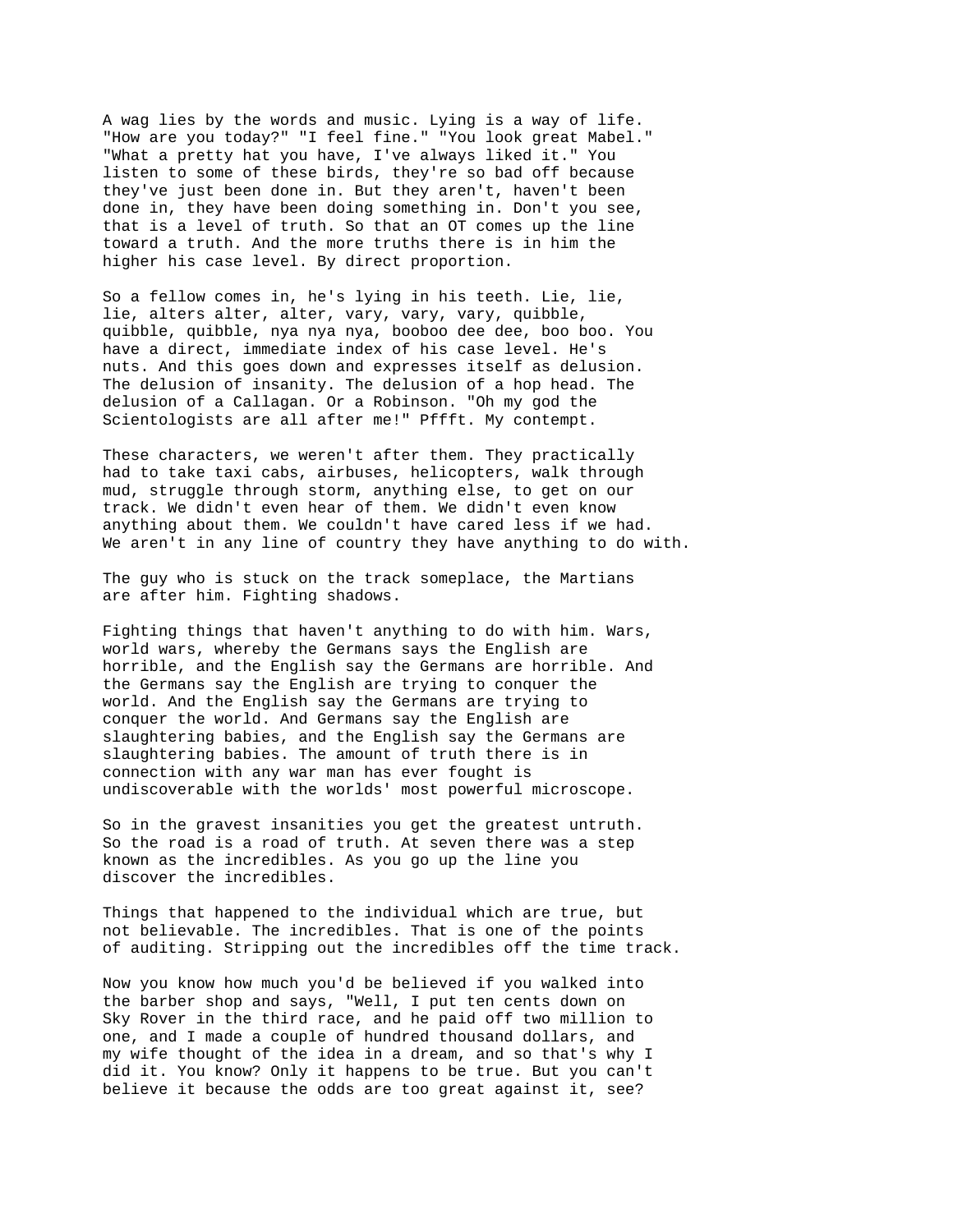A wag lies by the words and music. Lying is a way of life. "How are you today?" "I feel fine." "You look great Mabel." "What a pretty hat you have, I've always liked it." You listen to some of these birds, they're so bad off because they've just been done in. But they aren't, haven't been done in, they have been doing something in. Don't you see, that is a level of truth. So that an OT comes up the line toward a truth. And the more truths there is in him the higher his case level. By direct proportion.

So a fellow comes in, he's lying in his teeth. Lie, lie, lie, alters alter, alter, vary, vary, vary, quibble, quibble, quibble, nya nya nya, booboo dee dee, boo boo. You have a direct, immediate index of his case level. He's nuts. And this goes down and expresses itself as delusion. The delusion of insanity. The delusion of a hop head. The delusion of a Callagan. Or a Robinson. "Oh my god the Scientologists are all after me!" Pffft. My contempt.

These characters, we weren't after them. They practically had to take taxi cabs, airbuses, helicopters, walk through mud, struggle through storm, anything else, to get on our track. We didn't even hear of them. We didn't even know anything about them. We couldn't have cared less if we had. We aren't in any line of country they have anything to do with.

The guy who is stuck on the track someplace, the Martians are after him. Fighting shadows.

Fighting things that haven't anything to do with him. Wars, world wars, whereby the Germans says the English are horrible, and the English say the Germans are horrible. And the Germans say the English are trying to conquer the world. And the English say the Germans are trying to conquer the world. And Germans say the English are slaughtering babies, and the English say the Germans are slaughtering babies. The amount of truth there is in connection with any war man has ever fought is undiscoverable with the worlds' most powerful microscope.

So in the gravest insanities you get the greatest untruth. So the road is a road of truth. At seven there was a step known as the incredibles. As you go up the line you discover the incredibles.

Things that happened to the individual which are true, but not believable. The incredibles. That is one of the points of auditing. Stripping out the incredibles off the time track.

Now you know how much you'd be believed if you walked into the barber shop and says, "Well, I put ten cents down on Sky Rover in the third race, and he paid off two million to one, and I made a couple of hundred thousand dollars, and my wife thought of the idea in a dream, and so that's why I did it. You know? Only it happens to be true. But you can't believe it because the odds are too great against it, see?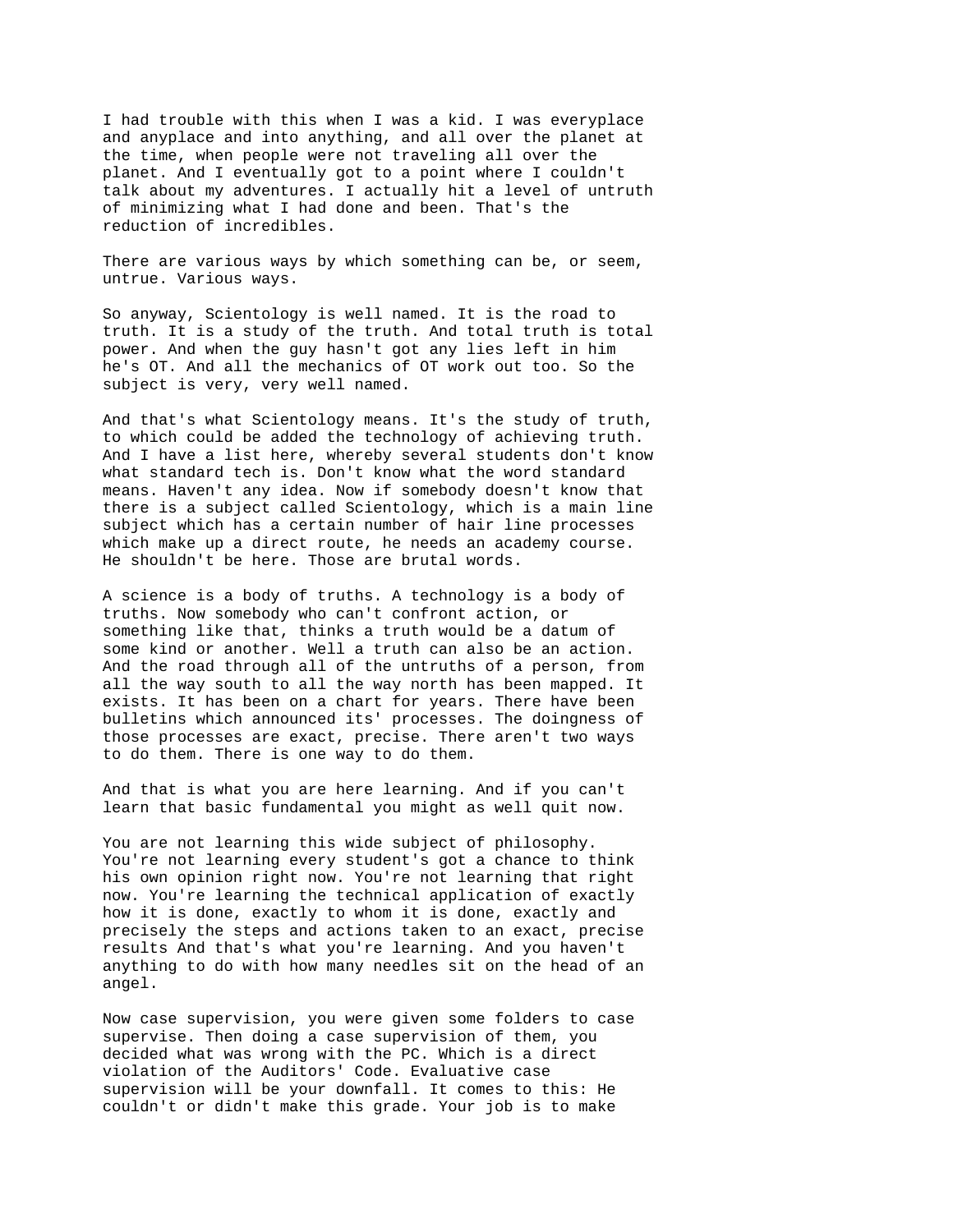I had trouble with this when I was a kid. I was everyplace and anyplace and into anything, and all over the planet at the time, when people were not traveling all over the planet. And I eventually got to a point where I couldn't talk about my adventures. I actually hit a level of untruth of minimizing what I had done and been. That's the reduction of incredibles.

There are various ways by which something can be, or seem, untrue. Various ways.

So anyway, Scientology is well named. It is the road to truth. It is a study of the truth. And total truth is total power. And when the guy hasn't got any lies left in him he's OT. And all the mechanics of OT work out too. So the subject is very, very well named.

And that's what Scientology means. It's the study of truth, to which could be added the technology of achieving truth. And I have a list here, whereby several students don't know what standard tech is. Don't know what the word standard means. Haven't any idea. Now if somebody doesn't know that there is a subject called Scientology, which is a main line subject which has a certain number of hair line processes which make up a direct route, he needs an academy course. He shouldn't be here. Those are brutal words.

A science is a body of truths. A technology is a body of truths. Now somebody who can't confront action, or something like that, thinks a truth would be a datum of some kind or another. Well a truth can also be an action. And the road through all of the untruths of a person, from all the way south to all the way north has been mapped. It exists. It has been on a chart for years. There have been bulletins which announced its' processes. The doingness of those processes are exact, precise. There aren't two ways to do them. There is one way to do them.

And that is what you are here learning. And if you can't learn that basic fundamental you might as well quit now.

You are not learning this wide subject of philosophy. You're not learning every student's got a chance to think his own opinion right now. You're not learning that right now. You're learning the technical application of exactly how it is done, exactly to whom it is done, exactly and precisely the steps and actions taken to an exact, precise results And that's what you're learning. And you haven't anything to do with how many needles sit on the head of an angel.

Now case supervision, you were given some folders to case supervise. Then doing a case supervision of them, you decided what was wrong with the PC. Which is a direct violation of the Auditors' Code. Evaluative case supervision will be your downfall. It comes to this: He couldn't or didn't make this grade. Your job is to make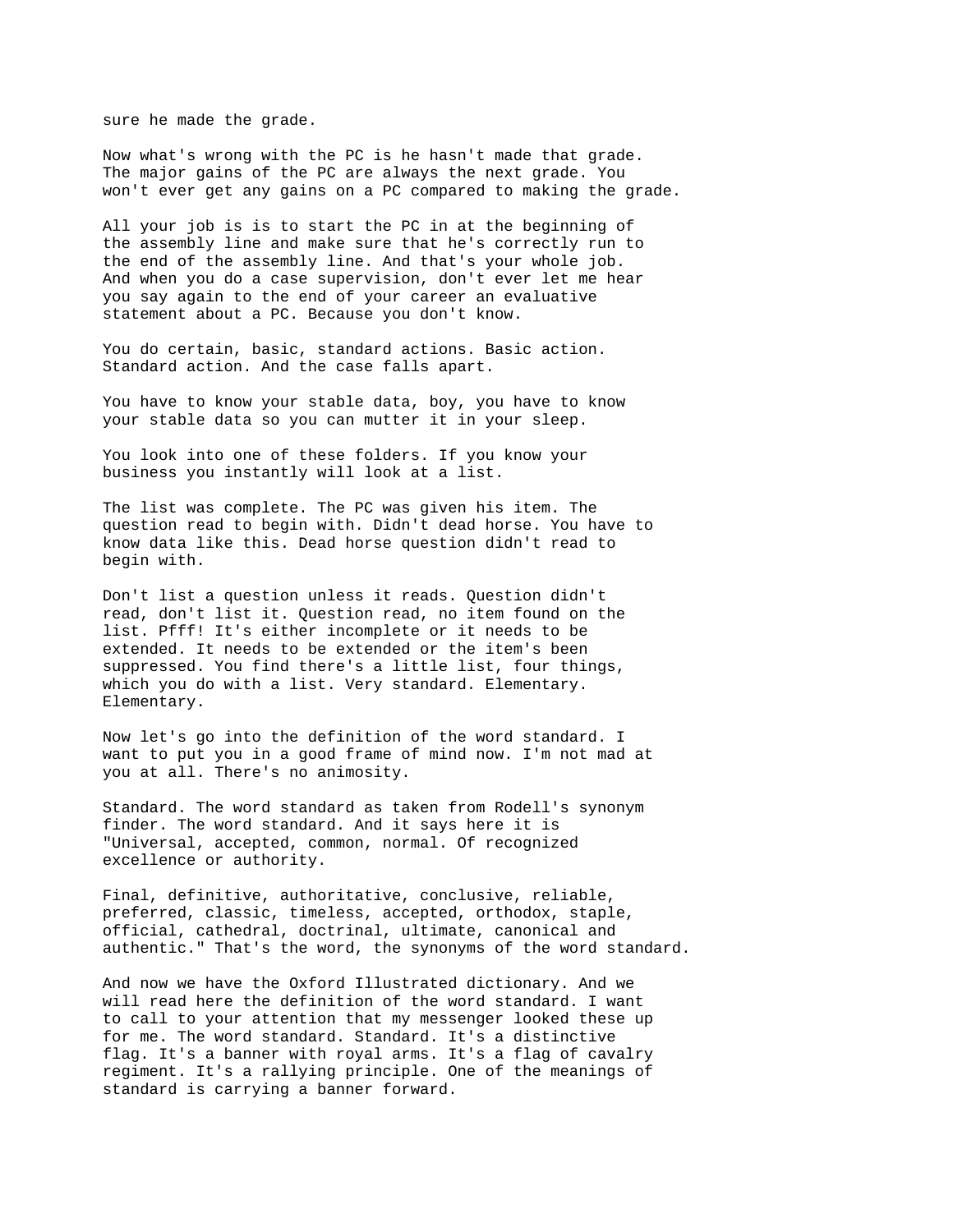sure he made the grade.

Now what's wrong with the PC is he hasn't made that grade. The major gains of the PC are always the next grade. You won't ever get any gains on a PC compared to making the grade.

All your job is is to start the PC in at the beginning of the assembly line and make sure that he's correctly run to the end of the assembly line. And that's your whole job. And when you do a case supervision, don't ever let me hear you say again to the end of your career an evaluative statement about a PC. Because you don't know.

You do certain, basic, standard actions. Basic action. Standard action. And the case falls apart.

You have to know your stable data, boy, you have to know your stable data so you can mutter it in your sleep.

You look into one of these folders. If you know your business you instantly will look at a list.

The list was complete. The PC was given his item. The question read to begin with. Didn't dead horse. You have to know data like this. Dead horse question didn't read to begin with.

Don't list a question unless it reads. Question didn't read, don't list it. Question read, no item found on the list. Pfff! It's either incomplete or it needs to be extended. It needs to be extended or the item's been suppressed. You find there's a little list, four things, which you do with a list. Very standard. Elementary. Elementary.

Now let's go into the definition of the word standard. I want to put you in a good frame of mind now. I'm not mad at you at all. There's no animosity.

Standard. The word standard as taken from Rodell's synonym finder. The word standard. And it says here it is "Universal, accepted, common, normal. Of recognized excellence or authority.

Final, definitive, authoritative, conclusive, reliable, preferred, classic, timeless, accepted, orthodox, staple, official, cathedral, doctrinal, ultimate, canonical and authentic." That's the word, the synonyms of the word standard.

And now we have the Oxford Illustrated dictionary. And we will read here the definition of the word standard. I want to call to your attention that my messenger looked these up for me. The word standard. Standard. It's a distinctive flag. It's a banner with royal arms. It's a flag of cavalry regiment. It's a rallying principle. One of the meanings of standard is carrying a banner forward.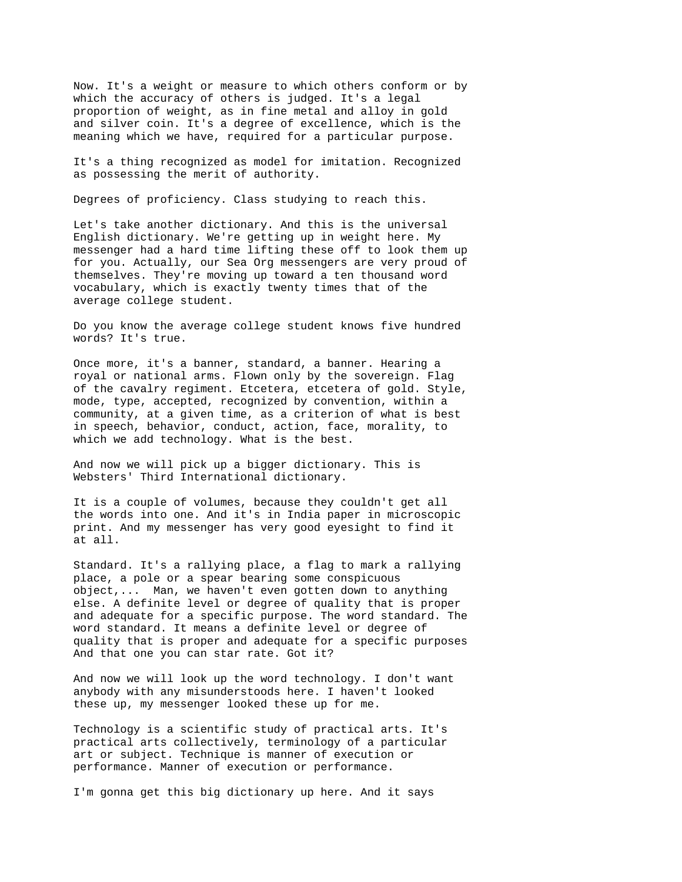Now. It's a weight or measure to which others conform or by which the accuracy of others is judged. It's a legal proportion of weight, as in fine metal and alloy in gold and silver coin. It's a degree of excellence, which is the meaning which we have, required for a particular purpose.

It's a thing recognized as model for imitation. Recognized as possessing the merit of authority.

Degrees of proficiency. Class studying to reach this.

Let's take another dictionary. And this is the universal English dictionary. We're getting up in weight here. My messenger had a hard time lifting these off to look them up for you. Actually, our Sea Org messengers are very proud of themselves. They're moving up toward a ten thousand word vocabulary, which is exactly twenty times that of the average college student.

Do you know the average college student knows five hundred words? It's true.

Once more, it's a banner, standard, a banner. Hearing a royal or national arms. Flown only by the sovereign. Flag of the cavalry regiment. Etcetera, etcetera of gold. Style, mode, type, accepted, recognized by convention, within a community, at a given time, as a criterion of what is best in speech, behavior, conduct, action, face, morality, to which we add technology. What is the best.

And now we will pick up a bigger dictionary. This is Websters' Third International dictionary.

It is a couple of volumes, because they couldn't get all the words into one. And it's in India paper in microscopic print. And my messenger has very good eyesight to find it at all.

Standard. It's a rallying place, a flag to mark a rallying place, a pole or a spear bearing some conspicuous object,... Man, we haven't even gotten down to anything else. A definite level or degree of quality that is proper and adequate for a specific purpose. The word standard. The word standard. It means a definite level or degree of quality that is proper and adequate for a specific purposes And that one you can star rate. Got it?

And now we will look up the word technology. I don't want anybody with any misunderstoods here. I haven't looked these up, my messenger looked these up for me.

Technology is a scientific study of practical arts. It's practical arts collectively, terminology of a particular art or subject. Technique is manner of execution or performance. Manner of execution or performance.

I'm gonna get this big dictionary up here. And it says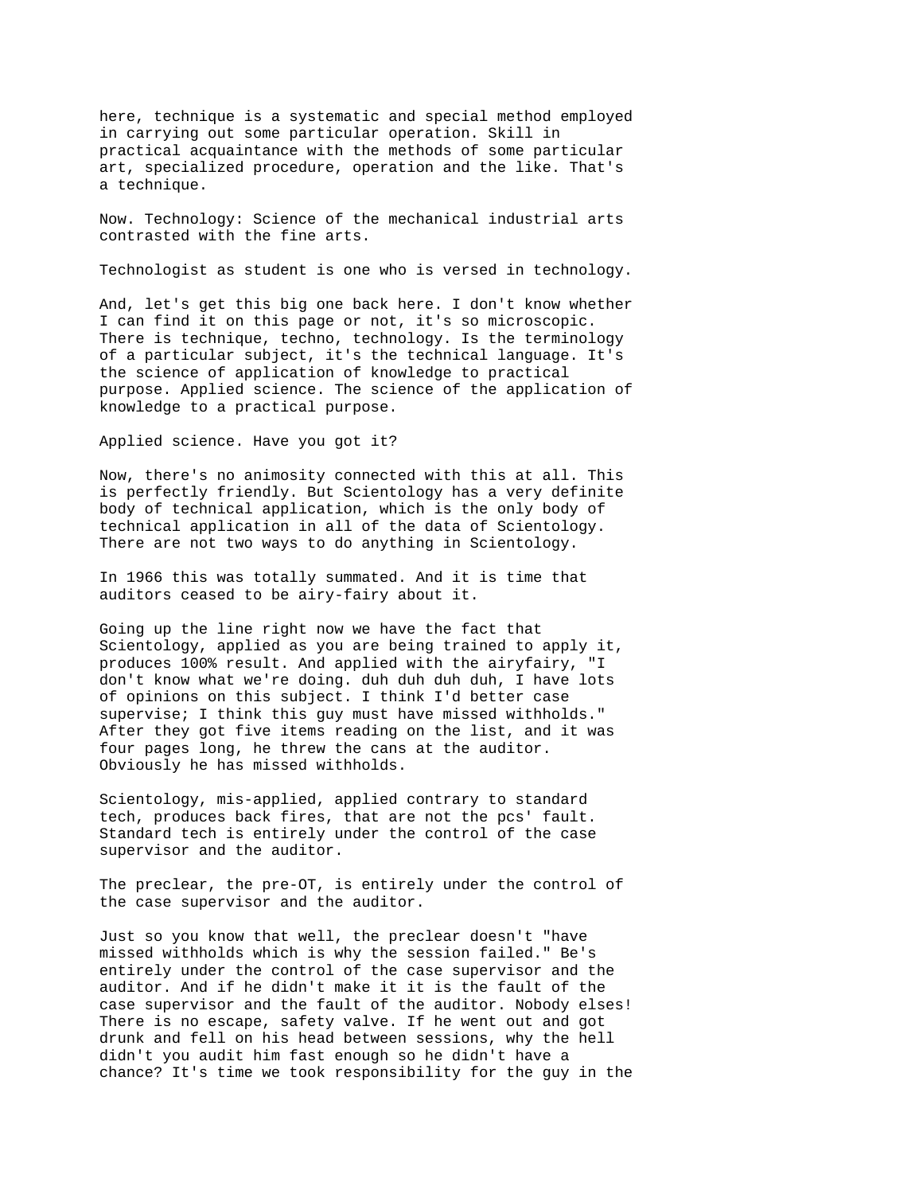here, technique is a systematic and special method employed in carrying out some particular operation. Skill in practical acquaintance with the methods of some particular art, specialized procedure, operation and the like. That's a technique.

Now. Technology: Science of the mechanical industrial arts contrasted with the fine arts.

Technologist as student is one who is versed in technology.

And, let's get this big one back here. I don't know whether I can find it on this page or not, it's so microscopic. There is technique, techno, technology. Is the terminology of a particular subject, it's the technical language. It's the science of application of knowledge to practical purpose. Applied science. The science of the application of knowledge to a practical purpose.

Applied science. Have you got it?

Now, there's no animosity connected with this at all. This is perfectly friendly. But Scientology has a very definite body of technical application, which is the only body of technical application in all of the data of Scientology. There are not two ways to do anything in Scientology.

In 1966 this was totally summated. And it is time that auditors ceased to be airy-fairy about it.

Going up the line right now we have the fact that Scientology, applied as you are being trained to apply it, produces 100% result. And applied with the airyfairy, "I don't know what we're doing. duh duh duh duh, I have lots of opinions on this subject. I think I'd better case supervise; I think this guy must have missed withholds." After they got five items reading on the list, and it was four pages long, he threw the cans at the auditor. Obviously he has missed withholds.

Scientology, mis-applied, applied contrary to standard tech, produces back fires, that are not the pcs' fault. Standard tech is entirely under the control of the case supervisor and the auditor.

The preclear, the pre-OT, is entirely under the control of the case supervisor and the auditor.

Just so you know that well, the preclear doesn't "have missed withholds which is why the session failed." Be's entirely under the control of the case supervisor and the auditor. And if he didn't make it it is the fault of the case supervisor and the fault of the auditor. Nobody elses! There is no escape, safety valve. If he went out and got drunk and fell on his head between sessions, why the hell didn't you audit him fast enough so he didn't have a chance? It's time we took responsibility for the guy in the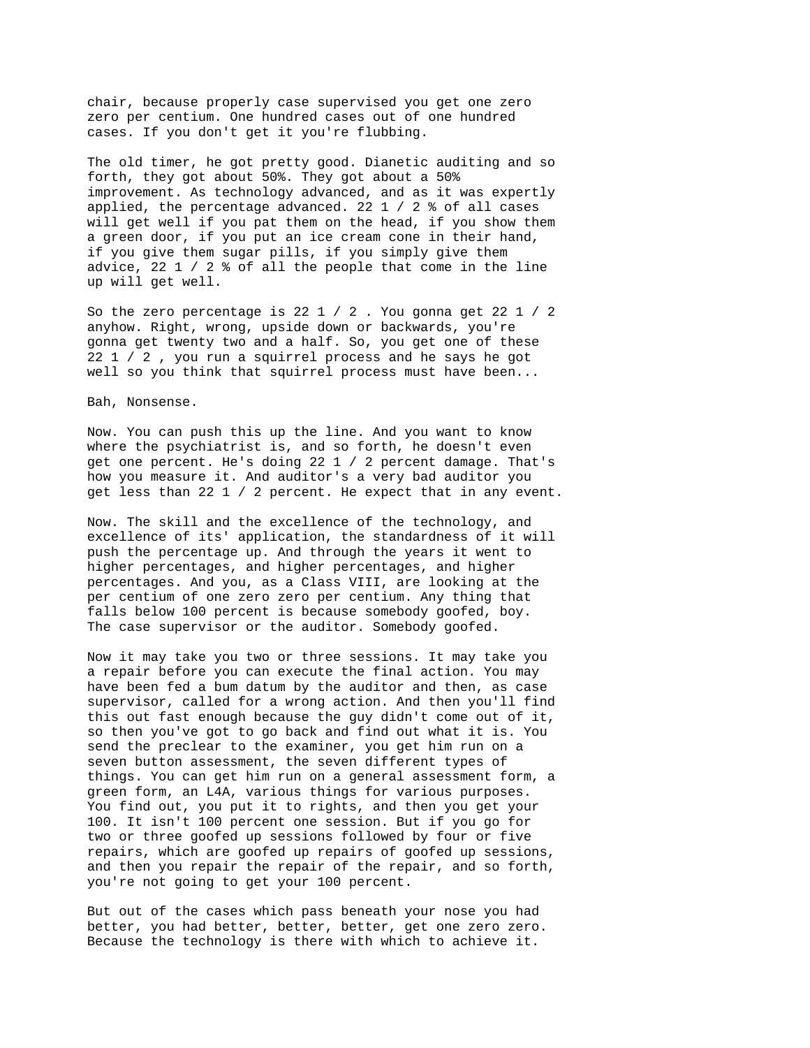chair, because properly case supervised you get one zero zero per centium. One hundred cases out of one hundred cases. If you don't get it you're flubbing.

The old timer, he got pretty good. Dianetic auditing and so forth, they got about 50%. They got about a 50% improvement. As technology advanced, and as it was expertly applied, the percentage advanced. 22 1 / 2 % of all cases will get well if you pat them on the head, if you show them a green door, if you put an ice cream cone in their hand, if you give them sugar pills, if you simply give them advice, 22 1 / 2 % of all the people that come in the line up will get well.

So the zero percentage is 22 1 / 2 . You gonna get 22 1 / 2 anyhow. Right, wrong, upside down or backwards, you're gonna get twenty two and a half. So, you get one of these 22 1 / 2 , you run a squirrel process and he says he got well so you think that squirrel process must have been...

Bah, Nonsense.

Now. You can push this up the line. And you want to know where the psychiatrist is, and so forth, he doesn't even get one percent. He's doing 22 1 / 2 percent damage. That's how you measure it. And auditor's a very bad auditor you get less than 22 1 / 2 percent. He expect that in any event.

Now. The skill and the excellence of the technology, and excellence of its' application, the standardness of it will push the percentage up. And through the years it went to higher percentages, and higher percentages, and higher percentages. And you, as a Class VIII, are looking at the per centium of one zero zero per centium. Any thing that falls below 100 percent is because somebody goofed, boy. The case supervisor or the auditor. Somebody goofed.

Now it may take you two or three sessions. It may take you a repair before you can execute the final action. You may have been fed a bum datum by the auditor and then, as case supervisor, called for a wrong action. And then you'll find this out fast enough because the guy didn't come out of it, so then you've got to go back and find out what it is. You send the preclear to the examiner, you get him run on a seven button assessment, the seven different types of things. You can get him run on a general assessment form, a green form, an L4A, various things for various purposes. You find out, you put it to rights, and then you get your 100. It isn't 100 percent one session. But if you go for two or three goofed up sessions followed by four or five repairs, which are goofed up repairs of goofed up sessions, and then you repair the repair of the repair, and so forth, you're not going to get your 100 percent.

But out of the cases which pass beneath your nose you had better, you had better, better, better, get one zero zero. Because the technology is there with which to achieve it.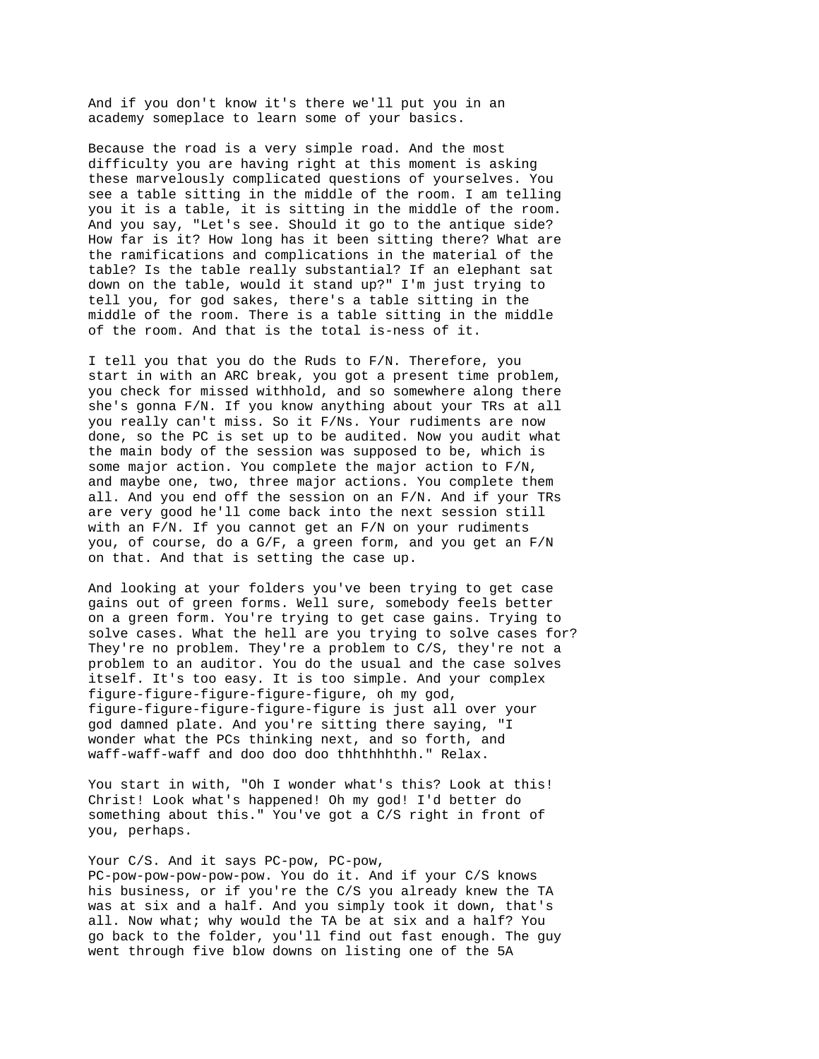And if you don't know it's there we'll put you in an academy someplace to learn some of your basics.

Because the road is a very simple road. And the most difficulty you are having right at this moment is asking these marvelously complicated questions of yourselves. You see a table sitting in the middle of the room. I am telling you it is a table, it is sitting in the middle of the room. And you say, "Let's see. Should it go to the antique side? How far is it? How long has it been sitting there? What are the ramifications and complications in the material of the table? Is the table really substantial? If an elephant sat down on the table, would it stand up?" I'm just trying to tell you, for god sakes, there's a table sitting in the middle of the room. There is a table sitting in the middle of the room. And that is the total is-ness of it.

I tell you that you do the Ruds to F/N. Therefore, you start in with an ARC break, you got a present time problem, you check for missed withhold, and so somewhere along there she's gonna F/N. If you know anything about your TRs at all you really can't miss. So it F/Ns. Your rudiments are now done, so the PC is set up to be audited. Now you audit what the main body of the session was supposed to be, which is some major action. You complete the major action to F/N, and maybe one, two, three major actions. You complete them all. And you end off the session on an F/N. And if your TRs are very good he'll come back into the next session still with an F/N. If you cannot get an F/N on your rudiments you, of course, do a G/F, a green form, and you get an F/N on that. And that is setting the case up.

And looking at your folders you've been trying to get case gains out of green forms. Well sure, somebody feels better on a green form. You're trying to get case gains. Trying to solve cases. What the hell are you trying to solve cases for? They're no problem. They're a problem to C/S, they're not a problem to an auditor. You do the usual and the case solves itself. It's too easy. It is too simple. And your complex figure-figure-figure-figure-figure, oh my god, figure-figure-figure-figure-figure is just all over your god damned plate. And you're sitting there saying, "I wonder what the PCs thinking next, and so forth, and waff-waff-waff and doo doo doo thhthhhthh." Relax.

You start in with, "Oh I wonder what's this? Look at this! Christ! Look what's happened! Oh my god! I'd better do something about this." You've got a C/S right in front of you, perhaps.

Your C/S. And it says PC-pow, PC-pow, PC-pow-pow-pow-pow-pow. You do it. And if your C/S knows his business, or if you're the C/S you already knew the TA was at six and a half. And you simply took it down, that's all. Now what; why would the TA be at six and a half? You go back to the folder, you'll find out fast enough. The guy went through five blow downs on listing one of the 5A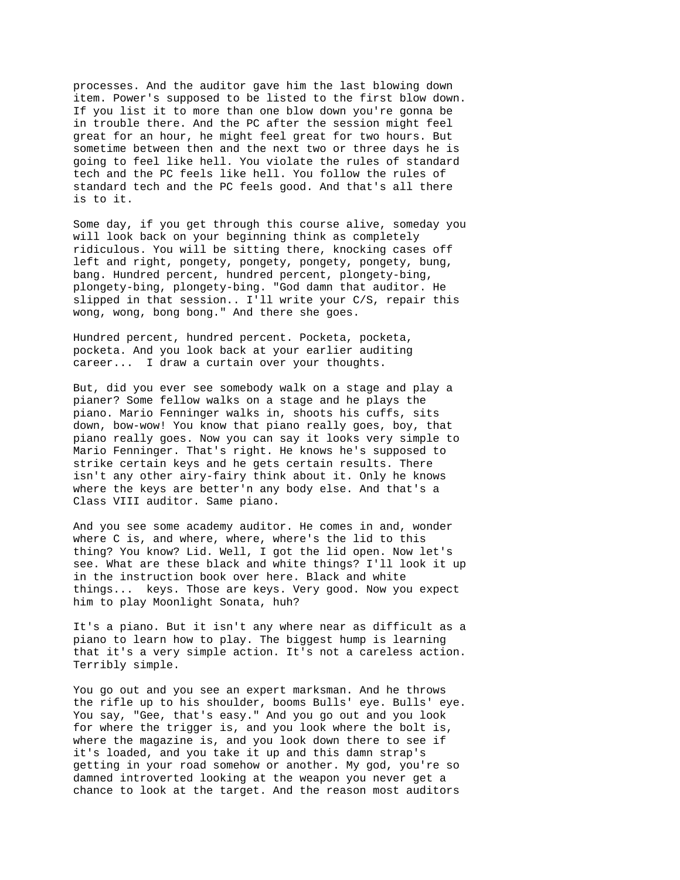processes. And the auditor gave him the last blowing down item. Power's supposed to be listed to the first blow down. If you list it to more than one blow down you're gonna be in trouble there. And the PC after the session might feel great for an hour, he might feel great for two hours. But sometime between then and the next two or three days he is going to feel like hell. You violate the rules of standard tech and the PC feels like hell. You follow the rules of standard tech and the PC feels good. And that's all there is to it.

Some day, if you get through this course alive, someday you will look back on your beginning think as completely ridiculous. You will be sitting there, knocking cases off left and right, pongety, pongety, pongety, pongety, bung, bang. Hundred percent, hundred percent, plongety-bing, plongety-bing, plongety-bing. "God damn that auditor. He slipped in that session.. I'll write your C/S, repair this wong, wong, bong bong." And there she goes.

Hundred percent, hundred percent. Pocketa, pocketa, pocketa. And you look back at your earlier auditing career... I draw a curtain over your thoughts.

But, did you ever see somebody walk on a stage and play a pianer? Some fellow walks on a stage and he plays the piano. Mario Fenninger walks in, shoots his cuffs, sits down, bow-wow! You know that piano really goes, boy, that piano really goes. Now you can say it looks very simple to Mario Fenninger. That's right. He knows he's supposed to strike certain keys and he gets certain results. There isn't any other airy-fairy think about it. Only he knows where the keys are better'n any body else. And that's a Class VIII auditor. Same piano.

And you see some academy auditor. He comes in and, wonder where C is, and where, where, where's the lid to this thing? You know? Lid. Well, I got the lid open. Now let's see. What are these black and white things? I'll look it up in the instruction book over here. Black and white things... keys. Those are keys. Very good. Now you expect him to play Moonlight Sonata, huh?

It's a piano. But it isn't any where near as difficult as a piano to learn how to play. The biggest hump is learning that it's a very simple action. It's not a careless action. Terribly simple.

You go out and you see an expert marksman. And he throws the rifle up to his shoulder, booms Bulls' eye. Bulls' eye. You say, "Gee, that's easy." And you go out and you look for where the trigger is, and you look where the bolt is, where the magazine is, and you look down there to see if it's loaded, and you take it up and this damn strap's getting in your road somehow or another. My god, you're so damned introverted looking at the weapon you never get a chance to look at the target. And the reason most auditors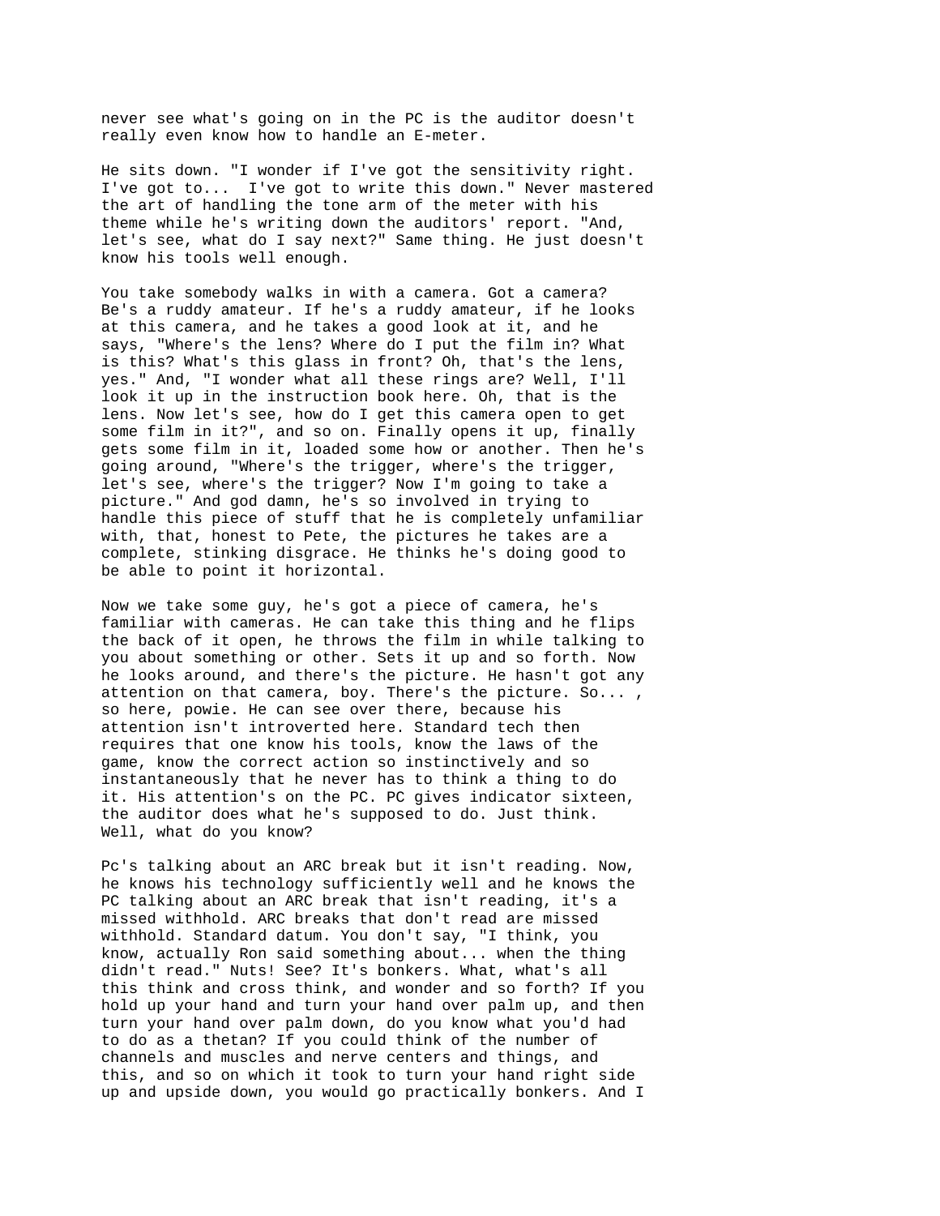never see what's going on in the PC is the auditor doesn't really even know how to handle an E-meter.

He sits down. "I wonder if I've got the sensitivity right. I've got to... I've got to write this down." Never mastered the art of handling the tone arm of the meter with his theme while he's writing down the auditors' report. "And, let's see, what do I say next?" Same thing. He just doesn't know his tools well enough.

You take somebody walks in with a camera. Got a camera? Be's a ruddy amateur. If he's a ruddy amateur, if he looks at this camera, and he takes a good look at it, and he says, "Where's the lens? Where do I put the film in? What is this? What's this glass in front? Oh, that's the lens, yes." And, "I wonder what all these rings are? Well, I'll look it up in the instruction book here. Oh, that is the lens. Now let's see, how do I get this camera open to get some film in it?", and so on. Finally opens it up, finally gets some film in it, loaded some how or another. Then he's going around, "Where's the trigger, where's the trigger, let's see, where's the trigger? Now I'm going to take a picture." And god damn, he's so involved in trying to handle this piece of stuff that he is completely unfamiliar with, that, honest to Pete, the pictures he takes are a complete, stinking disgrace. He thinks he's doing good to be able to point it horizontal.

Now we take some guy, he's got a piece of camera, he's familiar with cameras. He can take this thing and he flips the back of it open, he throws the film in while talking to you about something or other. Sets it up and so forth. Now he looks around, and there's the picture. He hasn't got any attention on that camera, boy. There's the picture. So... , so here, powie. He can see over there, because his attention isn't introverted here. Standard tech then requires that one know his tools, know the laws of the game, know the correct action so instinctively and so instantaneously that he never has to think a thing to do it. His attention's on the PC. PC gives indicator sixteen, the auditor does what he's supposed to do. Just think. Well, what do you know?

Pc's talking about an ARC break but it isn't reading. Now, he knows his technology sufficiently well and he knows the PC talking about an ARC break that isn't reading, it's a missed withhold. ARC breaks that don't read are missed withhold. Standard datum. You don't say, "I think, you know, actually Ron said something about... when the thing didn't read." Nuts! See? It's bonkers. What, what's all this think and cross think, and wonder and so forth? If you hold up your hand and turn your hand over palm up, and then turn your hand over palm down, do you know what you'd had to do as a thetan? If you could think of the number of channels and muscles and nerve centers and things, and this, and so on which it took to turn your hand right side up and upside down, you would go practically bonkers. And I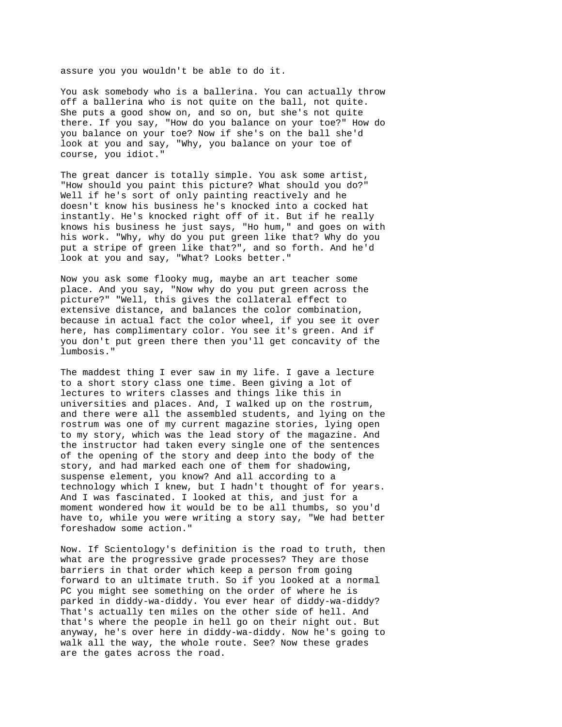assure you you wouldn't be able to do it.

You ask somebody who is a ballerina. You can actually throw off a ballerina who is not quite on the ball, not quite. She puts a good show on, and so on, but she's not quite there. If you say, "How do you balance on your toe?" How do you balance on your toe? Now if she's on the ball she'd look at you and say, "Why, you balance on your toe of course, you idiot."

The great dancer is totally simple. You ask some artist, "How should you paint this picture? What should you do?" Well if he's sort of only painting reactively and he doesn't know his business he's knocked into a cocked hat instantly. He's knocked right off of it. But if he really knows his business he just says, "Ho hum," and goes on with his work. "Why, why do you put green like that? Why do you put a stripe of green like that?", and so forth. And he'd look at you and say, "What? Looks better."

Now you ask some flooky mug, maybe an art teacher some place. And you say, "Now why do you put green across the picture?" "Well, this gives the collateral effect to extensive distance, and balances the color combination, because in actual fact the color wheel, if you see it over here, has complimentary color. You see it's green. And if you don't put green there then you'll get concavity of the lumbosis."

The maddest thing I ever saw in my life. I gave a lecture to a short story class one time. Been giving a lot of lectures to writers classes and things like this in universities and places. And, I walked up on the rostrum, and there were all the assembled students, and lying on the rostrum was one of my current magazine stories, lying open to my story, which was the lead story of the magazine. And the instructor had taken every single one of the sentences of the opening of the story and deep into the body of the story, and had marked each one of them for shadowing, suspense element, you know? And all according to a technology which I knew, but I hadn't thought of for years. And I was fascinated. I looked at this, and just for a moment wondered how it would be to be all thumbs, so you'd have to, while you were writing a story say, "We had better foreshadow some action."

Now. If Scientology's definition is the road to truth, then what are the progressive grade processes? They are those barriers in that order which keep a person from going forward to an ultimate truth. So if you looked at a normal PC you might see something on the order of where he is parked in diddy-wa-diddy. You ever hear of diddy-wa-diddy? That's actually ten miles on the other side of hell. And that's where the people in hell go on their night out. But anyway, he's over here in diddy-wa-diddy. Now he's going to walk all the way, the whole route. See? Now these grades are the gates across the road.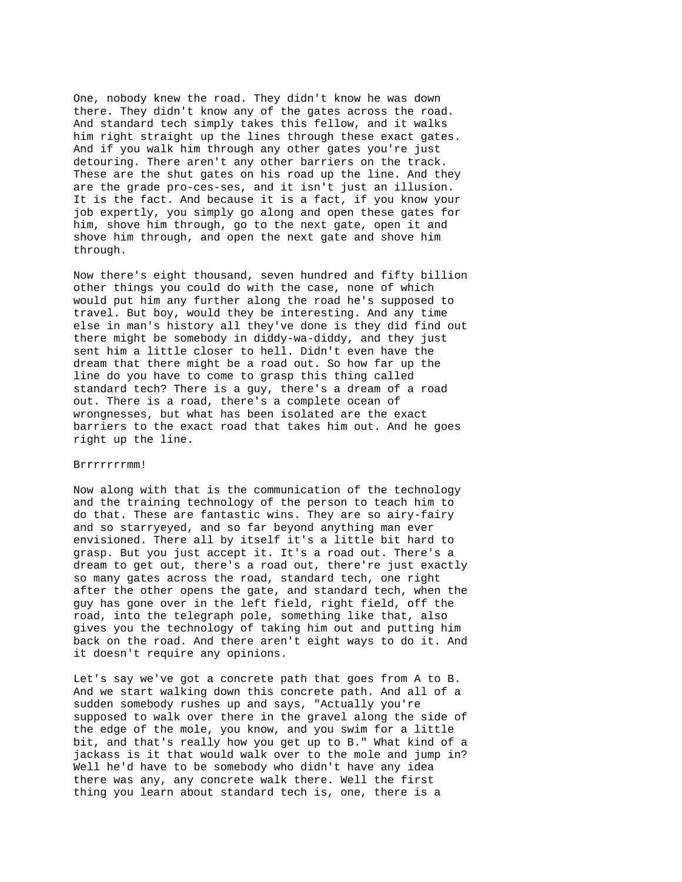One, nobody knew the road. They didn't know he was down there. They didn't know any of the gates across the road. And standard tech simply takes this fellow, and it walks him right straight up the lines through these exact gates. And if you walk him through any other gates you're just detouring. There aren't any other barriers on the track. These are the shut gates on his road up the line. And they are the grade pro-ces-ses, and it isn't just an illusion. It is the fact. And because it is a fact, if you know your job expertly, you simply go along and open these gates for him, shove him through, go to the next gate, open it and shove him through, and open the next gate and shove him through.

Now there's eight thousand, seven hundred and fifty billion other things you could do with the case, none of which would put him any further along the road he's supposed to travel. But boy, would they be interesting. And any time else in man's history all they've done is they did find out there might be somebody in diddy-wa-diddy, and they just sent him a little closer to hell. Didn't even have the dream that there might be a road out. So how far up the line do you have to come to grasp this thing called standard tech? There is a guy, there's a dream of a road out. There is a road, there's a complete ocean of wrongnesses, but what has been isolated are the exact barriers to the exact road that takes him out. And he goes right up the line.

Brrrrrrrmm!

Now along with that is the communication of the technology and the training technology of the person to teach him to do that. These are fantastic wins. They are so airy-fairy and so starryeyed, and so far beyond anything man ever envisioned. There all by itself it's a little bit hard to grasp. But you just accept it. It's a road out. There's a dream to get out, there's a road out, there're just exactly so many gates across the road, standard tech, one right after the other opens the gate, and standard tech, when the guy has gone over in the left field, right field, off the road, into the telegraph pole, something like that, also gives you the technology of taking him out and putting him back on the road. And there aren't eight ways to do it. And it doesn't require any opinions.

Let's say we've got a concrete path that goes from A to B. And we start walking down this concrete path. And all of a sudden somebody rushes up and says, "Actually you're supposed to walk over there in the gravel along the side of the edge of the mole, you know, and you swim for a little bit, and that's really how you get up to B." What kind of a jackass is it that would walk over to the mole and jump in? Well he'd have to be somebody who didn't have any idea there was any, any concrete walk there. Well the first thing you learn about standard tech is, one, there is a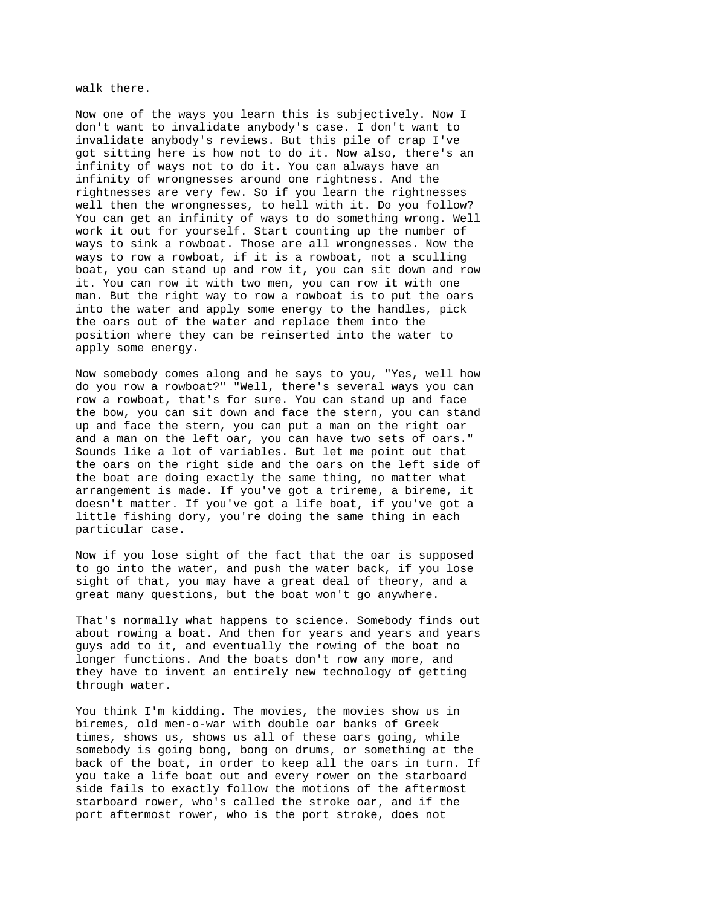walk there.

Now one of the ways you learn this is subjectively. Now I don't want to invalidate anybody's case. I don't want to invalidate anybody's reviews. But this pile of crap I've got sitting here is how not to do it. Now also, there's an infinity of ways not to do it. You can always have an infinity of wrongnesses around one rightness. And the rightnesses are very few. So if you learn the rightnesses well then the wrongnesses, to hell with it. Do you follow? You can get an infinity of ways to do something wrong. Well work it out for yourself. Start counting up the number of ways to sink a rowboat. Those are all wrongnesses. Now the ways to row a rowboat, if it is a rowboat, not a sculling boat, you can stand up and row it, you can sit down and row it. You can row it with two men, you can row it with one man. But the right way to row a rowboat is to put the oars into the water and apply some energy to the handles, pick the oars out of the water and replace them into the position where they can be reinserted into the water to apply some energy.

Now somebody comes along and he says to you, "Yes, well how do you row a rowboat?" "Well, there's several ways you can row a rowboat, that's for sure. You can stand up and face the bow, you can sit down and face the stern, you can stand up and face the stern, you can put a man on the right oar and a man on the left oar, you can have two sets of oars." Sounds like a lot of variables. But let me point out that the oars on the right side and the oars on the left side of the boat are doing exactly the same thing, no matter what arrangement is made. If you've got a trireme, a bireme, it doesn't matter. If you've got a life boat, if you've got a little fishing dory, you're doing the same thing in each particular case.

Now if you lose sight of the fact that the oar is supposed to go into the water, and push the water back, if you lose sight of that, you may have a great deal of theory, and a great many questions, but the boat won't go anywhere.

That's normally what happens to science. Somebody finds out about rowing a boat. And then for years and years and years guys add to it, and eventually the rowing of the boat no longer functions. And the boats don't row any more, and they have to invent an entirely new technology of getting through water.

You think I'm kidding. The movies, the movies show us in biremes, old men-o-war with double oar banks of Greek times, shows us, shows us all of these oars going, while somebody is going bong, bong on drums, or something at the back of the boat, in order to keep all the oars in turn. If you take a life boat out and every rower on the starboard side fails to exactly follow the motions of the aftermost starboard rower, who's called the stroke oar, and if the port aftermost rower, who is the port stroke, does not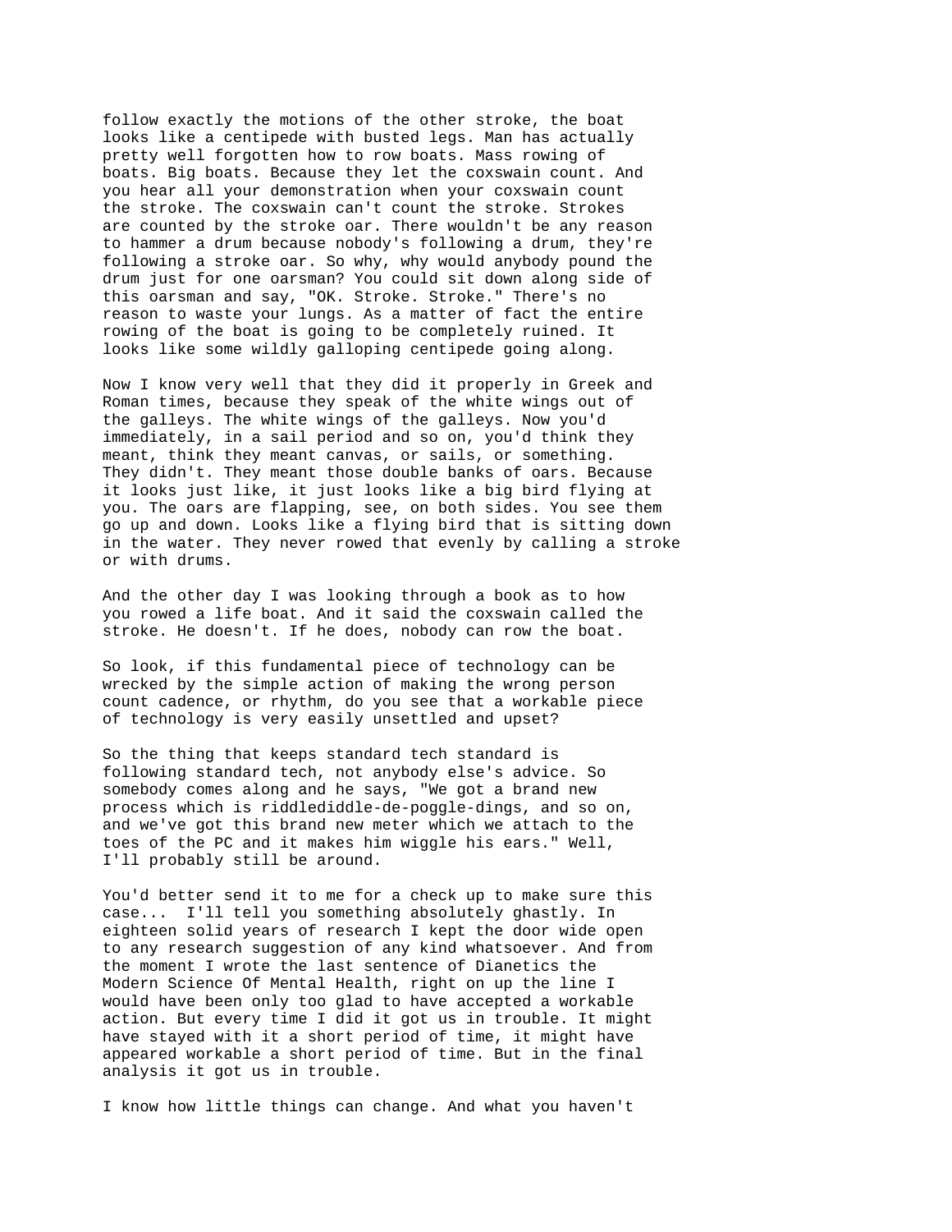follow exactly the motions of the other stroke, the boat looks like a centipede with busted legs. Man has actually pretty well forgotten how to row boats. Mass rowing of boats. Big boats. Because they let the coxswain count. And you hear all your demonstration when your coxswain count the stroke. The coxswain can't count the stroke. Strokes are counted by the stroke oar. There wouldn't be any reason to hammer a drum because nobody's following a drum, they're following a stroke oar. So why, why would anybody pound the drum just for one oarsman? You could sit down along side of this oarsman and say, "OK. Stroke. Stroke." There's no reason to waste your lungs. As a matter of fact the entire rowing of the boat is going to be completely ruined. It looks like some wildly galloping centipede going along.

Now I know very well that they did it properly in Greek and Roman times, because they speak of the white wings out of the galleys. The white wings of the galleys. Now you'd immediately, in a sail period and so on, you'd think they meant, think they meant canvas, or sails, or something. They didn't. They meant those double banks of oars. Because it looks just like, it just looks like a big bird flying at you. The oars are flapping, see, on both sides. You see them go up and down. Looks like a flying bird that is sitting down in the water. They never rowed that evenly by calling a stroke or with drums.

And the other day I was looking through a book as to how you rowed a life boat. And it said the coxswain called the stroke. He doesn't. If he does, nobody can row the boat.

So look, if this fundamental piece of technology can be wrecked by the simple action of making the wrong person count cadence, or rhythm, do you see that a workable piece of technology is very easily unsettled and upset?

So the thing that keeps standard tech standard is following standard tech, not anybody else's advice. So somebody comes along and he says, "We got a brand new process which is riddlediddle-de-poggle-dings, and so on, and we've got this brand new meter which we attach to the toes of the PC and it makes him wiggle his ears." Well, I'll probably still be around.

You'd better send it to me for a check up to make sure this case... I'll tell you something absolutely ghastly. In eighteen solid years of research I kept the door wide open to any research suggestion of any kind whatsoever. And from the moment I wrote the last sentence of Dianetics the Modern Science Of Mental Health, right on up the line I would have been only too glad to have accepted a workable action. But every time I did it got us in trouble. It might have stayed with it a short period of time, it might have appeared workable a short period of time. But in the final analysis it got us in trouble.

I know how little things can change. And what you haven't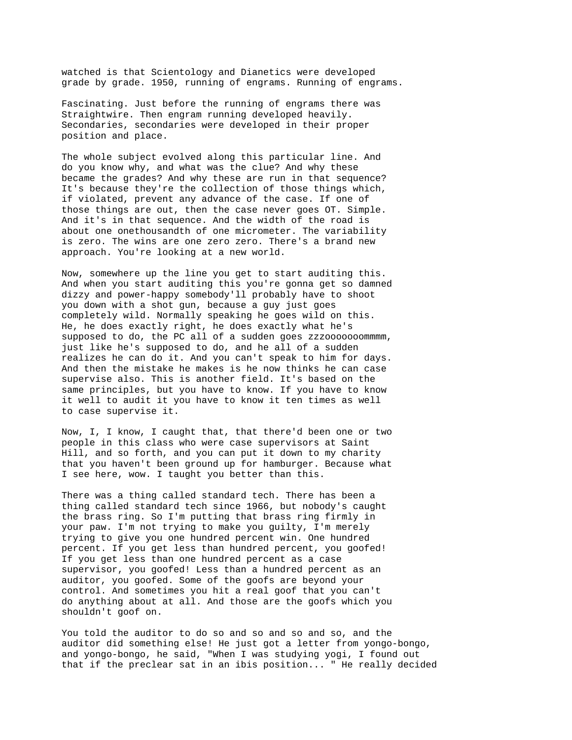watched is that Scientology and Dianetics were developed grade by grade. 1950, running of engrams. Running of engrams.

Fascinating. Just before the running of engrams there was Straightwire. Then engram running developed heavily. Secondaries, secondaries were developed in their proper position and place.

The whole subject evolved along this particular line. And do you know why, and what was the clue? And why these became the grades? And why these are run in that sequence? It's because they're the collection of those things which, if violated, prevent any advance of the case. If one of those things are out, then the case never goes OT. Simple. And it's in that sequence. And the width of the road is about one onethousandth of one micrometer. The variability is zero. The wins are one zero zero. There's a brand new approach. You're looking at a new world.

Now, somewhere up the line you get to start auditing this. And when you start auditing this you're gonna get so damned dizzy and power-happy somebody'll probably have to shoot you down with a shot gun, because a guy just goes completely wild. Normally speaking he goes wild on this. He, he does exactly right, he does exactly what he's supposed to do, the PC all of a sudden goes zzzoooooooommmm, just like he's supposed to do, and he all of a sudden realizes he can do it. And you can't speak to him for days. And then the mistake he makes is he now thinks he can case supervise also. This is another field. It's based on the same principles, but you have to know. If you have to know it well to audit it you have to know it ten times as well to case supervise it.

Now, I, I know, I caught that, that there'd been one or two people in this class who were case supervisors at Saint Hill, and so forth, and you can put it down to my charity that you haven't been ground up for hamburger. Because what I see here, wow. I taught you better than this.

There was a thing called standard tech. There has been a thing called standard tech since 1966, but nobody's caught the brass ring. So I'm putting that brass ring firmly in your paw. I'm not trying to make you guilty, I'm merely trying to give you one hundred percent win. One hundred percent. If you get less than hundred percent, you goofed! If you get less than one hundred percent as a case supervisor, you goofed! Less than a hundred percent as an auditor, you goofed. Some of the goofs are beyond your control. And sometimes you hit a real goof that you can't do anything about at all. And those are the goofs which you shouldn't goof on.

You told the auditor to do so and so and so and so, and the auditor did something else! He just got a letter from yongo-bongo, and yongo-bongo, he said, "When I was studying yogi, I found out that if the preclear sat in an ibis position... " He really decided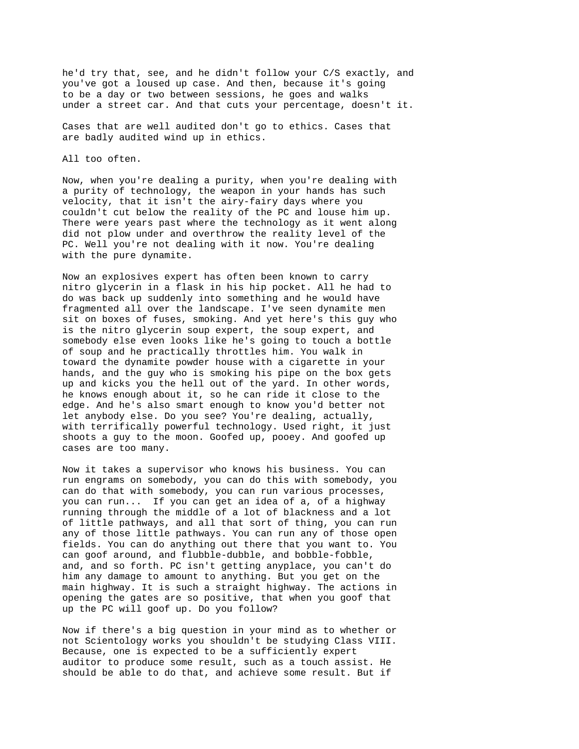he'd try that, see, and he didn't follow your C/S exactly, and you've got a loused up case. And then, because it's going to be a day or two between sessions, he goes and walks under a street car. And that cuts your percentage, doesn't it.

Cases that are well audited don't go to ethics. Cases that are badly audited wind up in ethics.

All too often.

Now, when you're dealing a purity, when you're dealing with a purity of technology, the weapon in your hands has such velocity, that it isn't the airy-fairy days where you couldn't cut below the reality of the PC and louse him up. There were years past where the technology as it went along did not plow under and overthrow the reality level of the PC. Well you're not dealing with it now. You're dealing with the pure dynamite.

Now an explosives expert has often been known to carry nitro glycerin in a flask in his hip pocket. All he had to do was back up suddenly into something and he would have fragmented all over the landscape. I've seen dynamite men sit on boxes of fuses, smoking. And yet here's this guy who is the nitro glycerin soup expert, the soup expert, and somebody else even looks like he's going to touch a bottle of soup and he practically throttles him. You walk in toward the dynamite powder house with a cigarette in your hands, and the guy who is smoking his pipe on the box gets up and kicks you the hell out of the yard. In other words, he knows enough about it, so he can ride it close to the edge. And he's also smart enough to know you'd better not let anybody else. Do you see? You're dealing, actually, with terrifically powerful technology. Used right, it just shoots a guy to the moon. Goofed up, pooey. And goofed up cases are too many.

Now it takes a supervisor who knows his business. You can run engrams on somebody, you can do this with somebody, you can do that with somebody, you can run various processes, you can run...  If you can get an idea of a, of a highway running through the middle of a lot of blackness and a lot of little pathways, and all that sort of thing, you can run any of those little pathways. You can run any of those open fields. You can do anything out there that you want to. You can goof around, and flubble-dubble, and bobble-fobble, and, and so forth. PC isn't getting anyplace, you can't do him any damage to amount to anything. But you get on the main highway. It is such a straight highway. The actions in opening the gates are so positive, that when you goof that up the PC will goof up. Do you follow?

Now if there's a big question in your mind as to whether or not Scientology works you shouldn't be studying Class VIII. Because, one is expected to be a sufficiently expert auditor to produce some result, such as a touch assist. He should be able to do that, and achieve some result. But if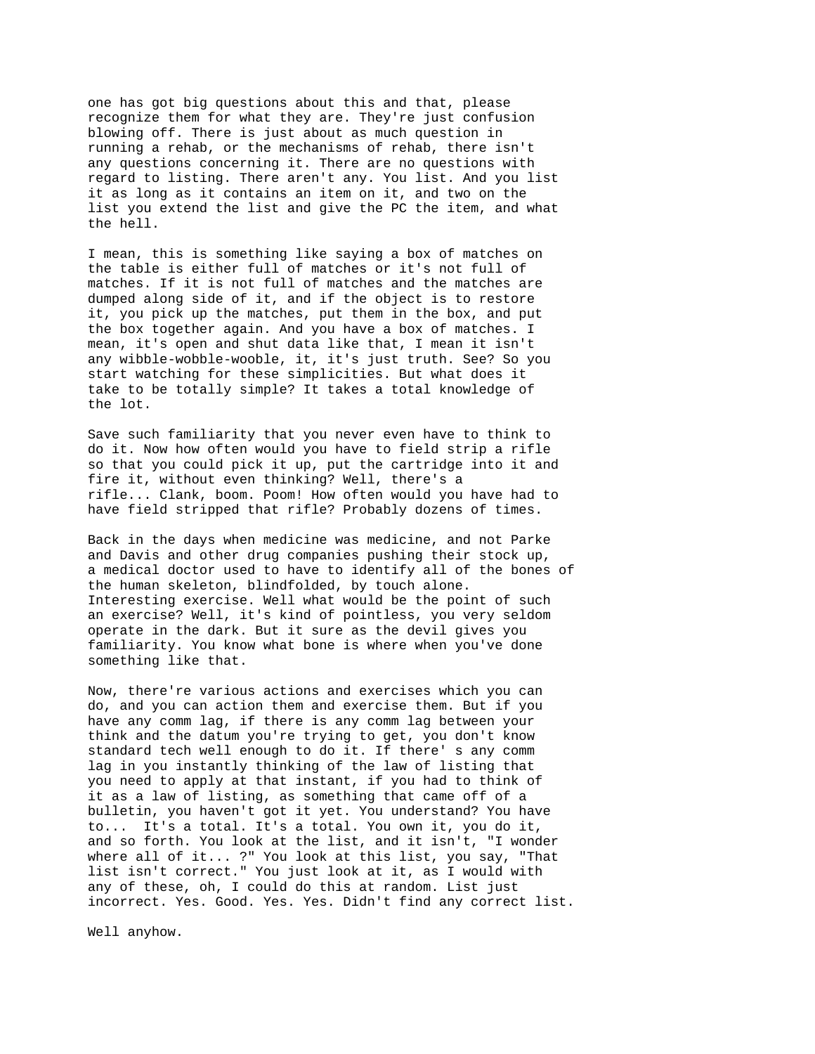one has got big questions about this and that, please recognize them for what they are. They're just confusion blowing off. There is just about as much question in running a rehab, or the mechanisms of rehab, there isn't any questions concerning it. There are no questions with regard to listing. There aren't any. You list. And you list it as long as it contains an item on it, and two on the list you extend the list and give the PC the item, and what the hell.

I mean, this is something like saying a box of matches on the table is either full of matches or it's not full of matches. If it is not full of matches and the matches are dumped along side of it, and if the object is to restore it, you pick up the matches, put them in the box, and put the box together again. And you have a box of matches. I mean, it's open and shut data like that, I mean it isn't any wibble-wobble-wooble, it, it's just truth. See? So you start watching for these simplicities. But what does it take to be totally simple? It takes a total knowledge of the lot.

Save such familiarity that you never even have to think to do it. Now how often would you have to field strip a rifle so that you could pick it up, put the cartridge into it and fire it, without even thinking? Well, there's a rifle... Clank, boom. Poom! How often would you have had to have field stripped that rifle? Probably dozens of times.

Back in the days when medicine was medicine, and not Parke and Davis and other drug companies pushing their stock up, a medical doctor used to have to identify all of the bones of the human skeleton, blindfolded, by touch alone. Interesting exercise. Well what would be the point of such an exercise? Well, it's kind of pointless, you very seldom operate in the dark. But it sure as the devil gives you familiarity. You know what bone is where when you've done something like that.

Now, there're various actions and exercises which you can do, and you can action them and exercise them. But if you have any comm lag, if there is any comm lag between your think and the datum you're trying to get, you don't know standard tech well enough to do it. If there' s any comm lag in you instantly thinking of the law of listing that you need to apply at that instant, if you had to think of it as a law of listing, as something that came off of a bulletin, you haven't got it yet. You understand? You have to... It's a total. It's a total. You own it, you do it, and so forth. You look at the list, and it isn't, "I wonder where all of it... ?" You look at this list, you say, "That list isn't correct." You just look at it, as I would with any of these, oh, I could do this at random. List just incorrect. Yes. Good. Yes. Yes. Didn't find any correct list.

Well anyhow.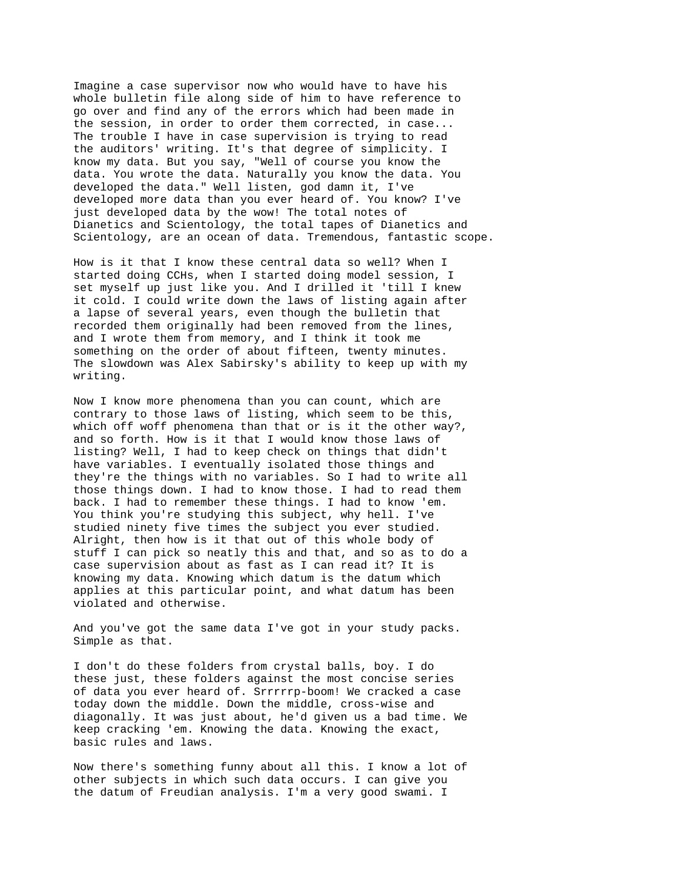Imagine a case supervisor now who would have to have his whole bulletin file along side of him to have reference to go over and find any of the errors which had been made in the session, in order to order them corrected, in case... The trouble I have in case supervision is trying to read the auditors' writing. It's that degree of simplicity. I know my data. But you say, "Well of course you know the data. You wrote the data. Naturally you know the data. You developed the data." Well listen, god damn it, I've developed more data than you ever heard of. You know? I've just developed data by the wow! The total notes of Dianetics and Scientology, the total tapes of Dianetics and Scientology, are an ocean of data. Tremendous, fantastic scope.

How is it that I know these central data so well? When I started doing CCHs, when I started doing model session, I set myself up just like you. And I drilled it 'till I knew it cold. I could write down the laws of listing again after a lapse of several years, even though the bulletin that recorded them originally had been removed from the lines, and I wrote them from memory, and I think it took me something on the order of about fifteen, twenty minutes. The slowdown was Alex Sabirsky's ability to keep up with my writing.

Now I know more phenomena than you can count, which are contrary to those laws of listing, which seem to be this, which off woff phenomena than that or is it the other way?, and so forth. How is it that I would know those laws of listing? Well, I had to keep check on things that didn't have variables. I eventually isolated those things and they're the things with no variables. So I had to write all those things down. I had to know those. I had to read them back. I had to remember these things. I had to know 'em. You think you're studying this subject, why hell. I've studied ninety five times the subject you ever studied. Alright, then how is it that out of this whole body of stuff I can pick so neatly this and that, and so as to do a case supervision about as fast as I can read it? It is knowing my data. Knowing which datum is the datum which applies at this particular point, and what datum has been violated and otherwise.

And you've got the same data I've got in your study packs. Simple as that.

I don't do these folders from crystal balls, boy. I do these just, these folders against the most concise series of data you ever heard of. Srrrrrp-boom! We cracked a case today down the middle. Down the middle, cross-wise and diagonally. It was just about, he'd given us a bad time. We keep cracking 'em. Knowing the data. Knowing the exact, basic rules and laws.

Now there's something funny about all this. I know a lot of other subjects in which such data occurs. I can give you the datum of Freudian analysis. I'm a very good swami. I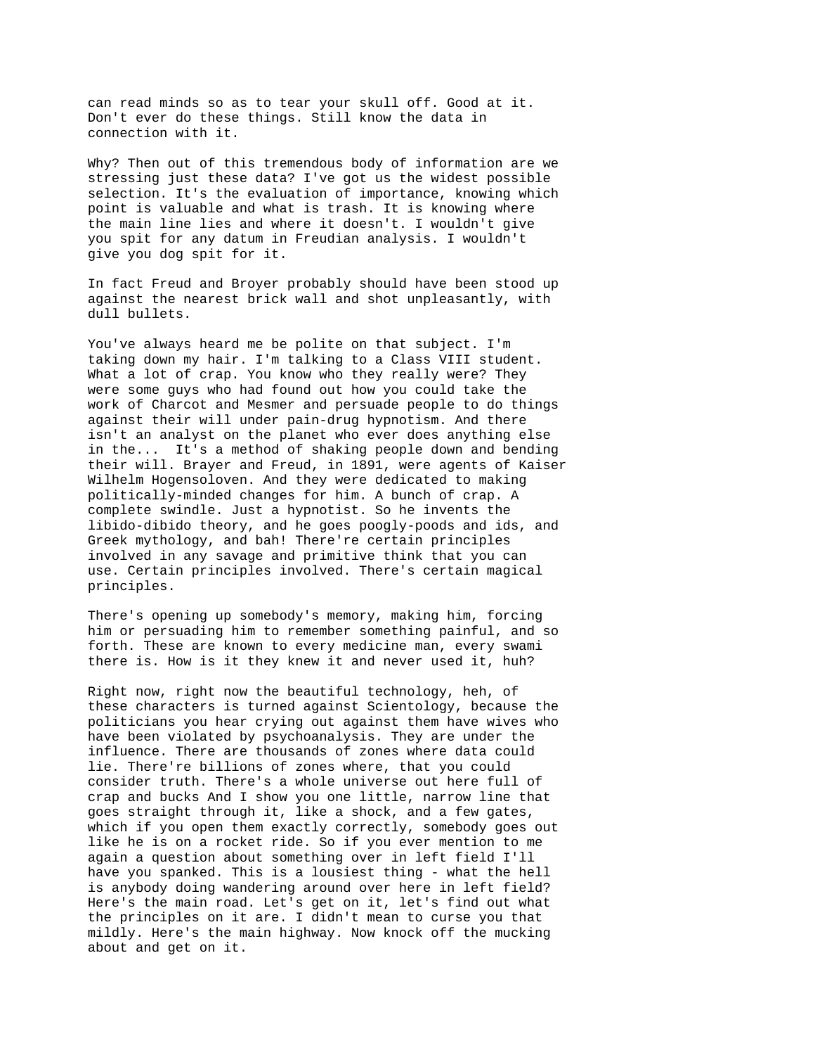can read minds so as to tear your skull off. Good at it. Don't ever do these things. Still know the data in connection with it.

Why? Then out of this tremendous body of information are we stressing just these data? I've got us the widest possible selection. It's the evaluation of importance, knowing which point is valuable and what is trash. It is knowing where the main line lies and where it doesn't. I wouldn't give you spit for any datum in Freudian analysis. I wouldn't give you dog spit for it.

In fact Freud and Broyer probably should have been stood up against the nearest brick wall and shot unpleasantly, with dull bullets.

You've always heard me be polite on that subject. I'm taking down my hair. I'm talking to a Class VIII student. What a lot of crap. You know who they really were? They were some guys who had found out how you could take the work of Charcot and Mesmer and persuade people to do things against their will under pain-drug hypnotism. And there isn't an analyst on the planet who ever does anything else in the... It's a method of shaking people down and bending their will. Brayer and Freud, in 1891, were agents of Kaiser Wilhelm Hogensoloven. And they were dedicated to making politically-minded changes for him. A bunch of crap. A complete swindle. Just a hypnotist. So he invents the libido-dibido theory, and he goes poogly-poods and ids, and Greek mythology, and bah! There're certain principles involved in any savage and primitive think that you can use. Certain principles involved. There's certain magical principles.

There's opening up somebody's memory, making him, forcing him or persuading him to remember something painful, and so forth. These are known to every medicine man, every swami there is. How is it they knew it and never used it, huh?

Right now, right now the beautiful technology, heh, of these characters is turned against Scientology, because the politicians you hear crying out against them have wives who have been violated by psychoanalysis. They are under the influence. There are thousands of zones where data could lie. There're billions of zones where, that you could consider truth. There's a whole universe out here full of crap and bucks And I show you one little, narrow line that goes straight through it, like a shock, and a few gates, which if you open them exactly correctly, somebody goes out like he is on a rocket ride. So if you ever mention to me again a question about something over in left field I'll have you spanked. This is a lousiest thing - what the hell is anybody doing wandering around over here in left field? Here's the main road. Let's get on it, let's find out what the principles on it are. I didn't mean to curse you that mildly. Here's the main highway. Now knock off the mucking about and get on it.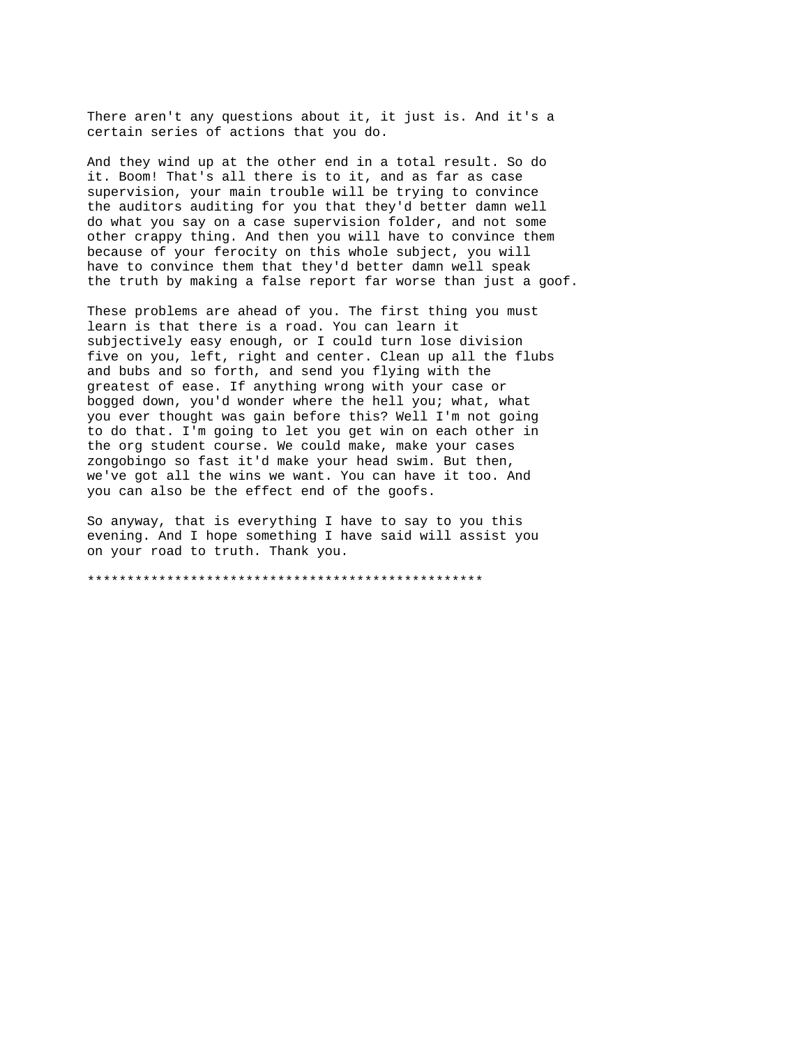There aren't any questions about it, it just is. And it's a certain series of actions that you do.

And they wind up at the other end in a total result. So do it. Boom! That's all there is to it, and as far as case supervision, your main trouble will be trying to convince the auditors auditing for you that they'd better damn well do what you say on a case supervision folder, and not some other crappy thing. And then you will have to convince them because of your ferocity on this whole subject, you will have to convince them that they'd better damn well speak the truth by making a false report far worse than just a goof.

These problems are ahead of you. The first thing you must learn is that there is a road. You can learn it subjectively easy enough, or I could turn lose division five on you, left, right and center. Clean up all the flubs and bubs and so forth, and send you flying with the greatest of ease. If anything wrong with your case or bogged down, you'd wonder where the hell you; what, what you ever thought was gain before this? Well I'm not going to do that. I'm going to let you get win on each other in the org student course. We could make, make your cases zongobingo so fast it'd make your head swim. But then, we've got all the wins we want. You can have it too. And you can also be the effect end of the goofs.

So anyway, that is everything I have to say to you this evening. And I hope something I have said will assist you on your road to truth. Thank you.

**************************************************